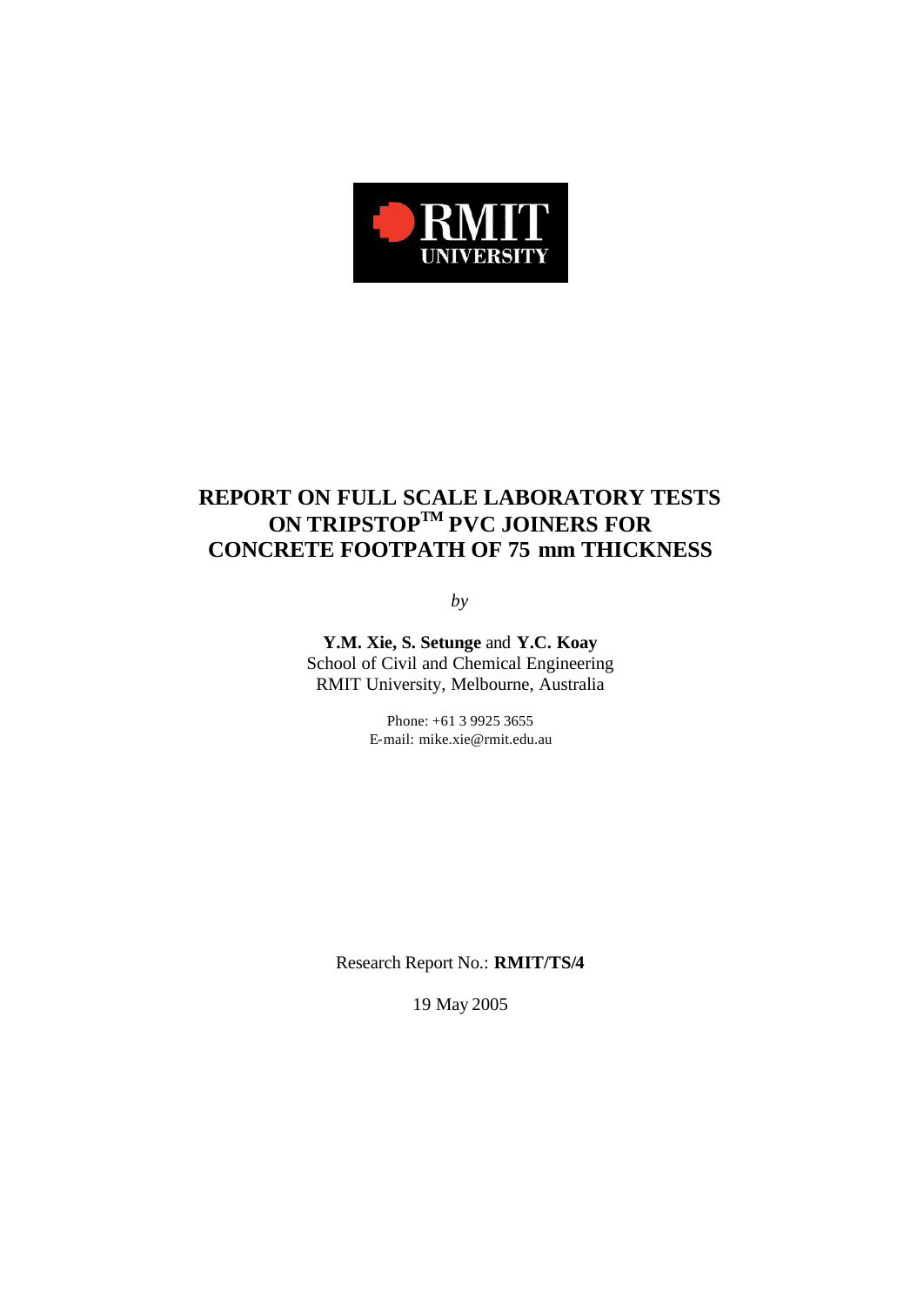RMIT UNIVERSITY

# REPORT ON FULL SCALE LABORATORY TESTS ON TRIPSTOP$^{TM}$ PVC JOINERS FOR CONCRETE FOOTPATH OF 75 mm THICKNESS

*by*

**Y.M. Xie, S. Setunge** and **Y.C. Koay**
School of Civil and Chemical Engineering
RMIT University, Melbourne, Australia

Phone: +61 3 9925 3655
E-mail: mike.xie@rmit.edu.au

Research Report No.: **RMIT/TS/4**

19 May 2005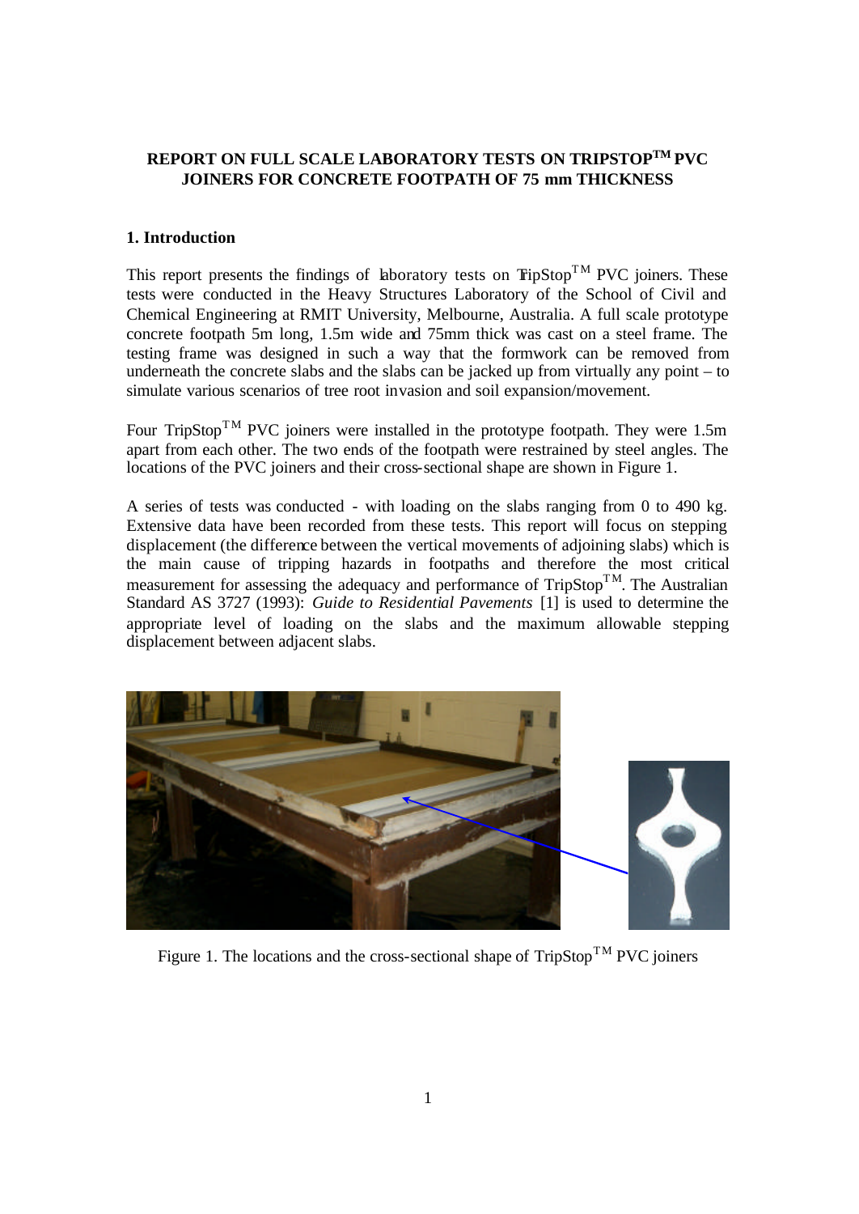**REPORT ON FULL SCALE LABORATORY TESTS ON TRIPSTOP$^{TM}$ PVC JOINERS FOR CONCRETE FOOTPATH OF 75 mm THICKNESS**

## 1. Introduction

This report presents the findings of laboratory tests on TripStop$^{TM}$ PVC joiners. These tests were conducted in the Heavy Structures Laboratory of the School of Civil and Chemical Engineering at RMIT University, Melbourne, Australia. A full scale prototype concrete footpath 5m long, 1.5m wide and 75mm thick was cast on a steel frame. The testing frame was designed in such a way that the formwork can be removed from underneath the concrete slabs and the slabs can be jacked up from virtually any point – to simulate various scenarios of tree root invasion and soil expansion/movement.

Four TripStop$^{TM}$ PVC joiners were installed in the prototype footpath. They were 1.5m apart from each other. The two ends of the footpath were restrained by steel angles. The locations of the PVC joiners and their cross-sectional shape are shown in Figure 1.

A series of tests was conducted - with loading on the slabs ranging from 0 to 490 kg. Extensive data have been recorded from these tests. This report will focus on stepping displacement (the difference between the vertical movements of adjoining slabs) which is the main cause of tripping hazards in footpaths and therefore the most critical measurement for assessing the adequacy and performance of TripStop$^{TM}$. The Australian Standard AS 3727 (1993): *Guide to Residential Pavements* [1] is used to determine the appropriate level of loading on the slabs and the maximum allowable stepping displacement between adjacent slabs.

Figure 1. The locations and the cross-sectional shape of TripStop$^{TM}$ PVC joiners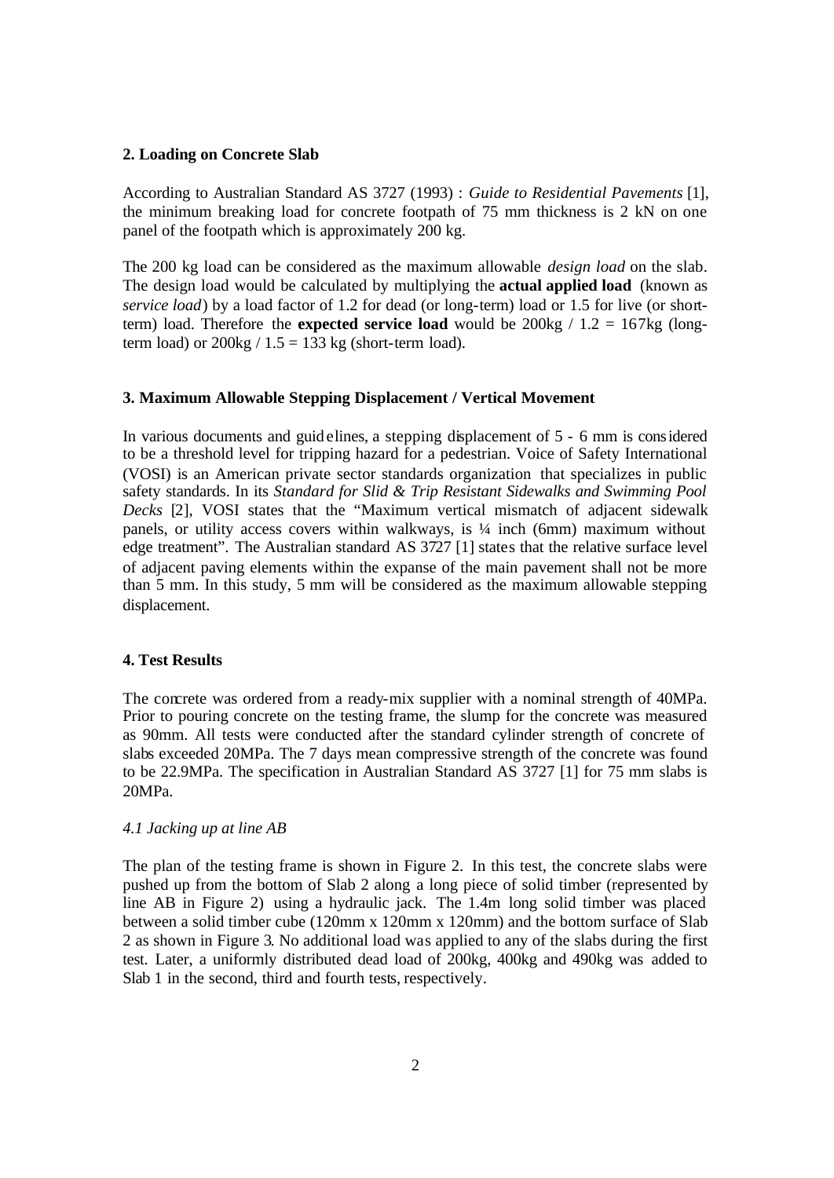## 2. Loading on Concrete Slab

According to Australian Standard AS 3727 (1993) : *Guide to Residential Pavements* [1], the minimum breaking load for concrete footpath of 75 mm thickness is 2 kN on one panel of the footpath which is approximately 200 kg.

The 200 kg load can be considered as the maximum allowable *design load* on the slab. The design load would be calculated by multiplying the **actual applied load** (known as *service load*) by a load factor of 1.2 for dead (or long-term) load or 1.5 for live (or short-term) load. Therefore the **expected service load** would be 200kg / 1.2 = 167kg (long-term load) or 200kg / 1.5 = 133 kg (short-term load).

## 3. Maximum Allowable Stepping Displacement / Vertical Movement

In various documents and guidelines, a stepping displacement of 5 - 6 mm is considered to be a threshold level for tripping hazard for a pedestrian. Voice of Safety International (VOSI) is an American private sector standards organization that specializes in public safety standards. In its *Standard for Slid & Trip Resistant Sidewalks and Swimming Pool Decks* [2], VOSI states that the "Maximum vertical mismatch of adjacent sidewalk panels, or utility access covers within walkways, is ¼ inch (6mm) maximum without edge treatment". The Australian standard AS 3727 [1] states that the relative surface level of adjacent paving elements within the expanse of the main pavement shall not be more than 5 mm. In this study, 5 mm will be considered as the maximum allowable stepping displacement.

## 4. Test Results

The concrete was ordered from a ready-mix supplier with a nominal strength of 40MPa. Prior to pouring concrete on the testing frame, the slump for the concrete was measured as 90mm. All tests were conducted after the standard cylinder strength of concrete of slabs exceeded 20MPa. The 7 days mean compressive strength of the concrete was found to be 22.9MPa. The specification in Australian Standard AS 3727 [1] for 75 mm slabs is 20MPa.

### *4.1 Jacking up at line AB*

The plan of the testing frame is shown in Figure 2. In this test, the concrete slabs were pushed up from the bottom of Slab 2 along a long piece of solid timber (represented by line AB in Figure 2) using a hydraulic jack. The 1.4m long solid timber was placed between a solid timber cube (120mm x 120mm x 120mm) and the bottom surface of Slab 2 as shown in Figure 3. No additional load was applied to any of the slabs during the first test. Later, a uniformly distributed dead load of 200kg, 400kg and 490kg was added to Slab 1 in the second, third and fourth tests, respectively.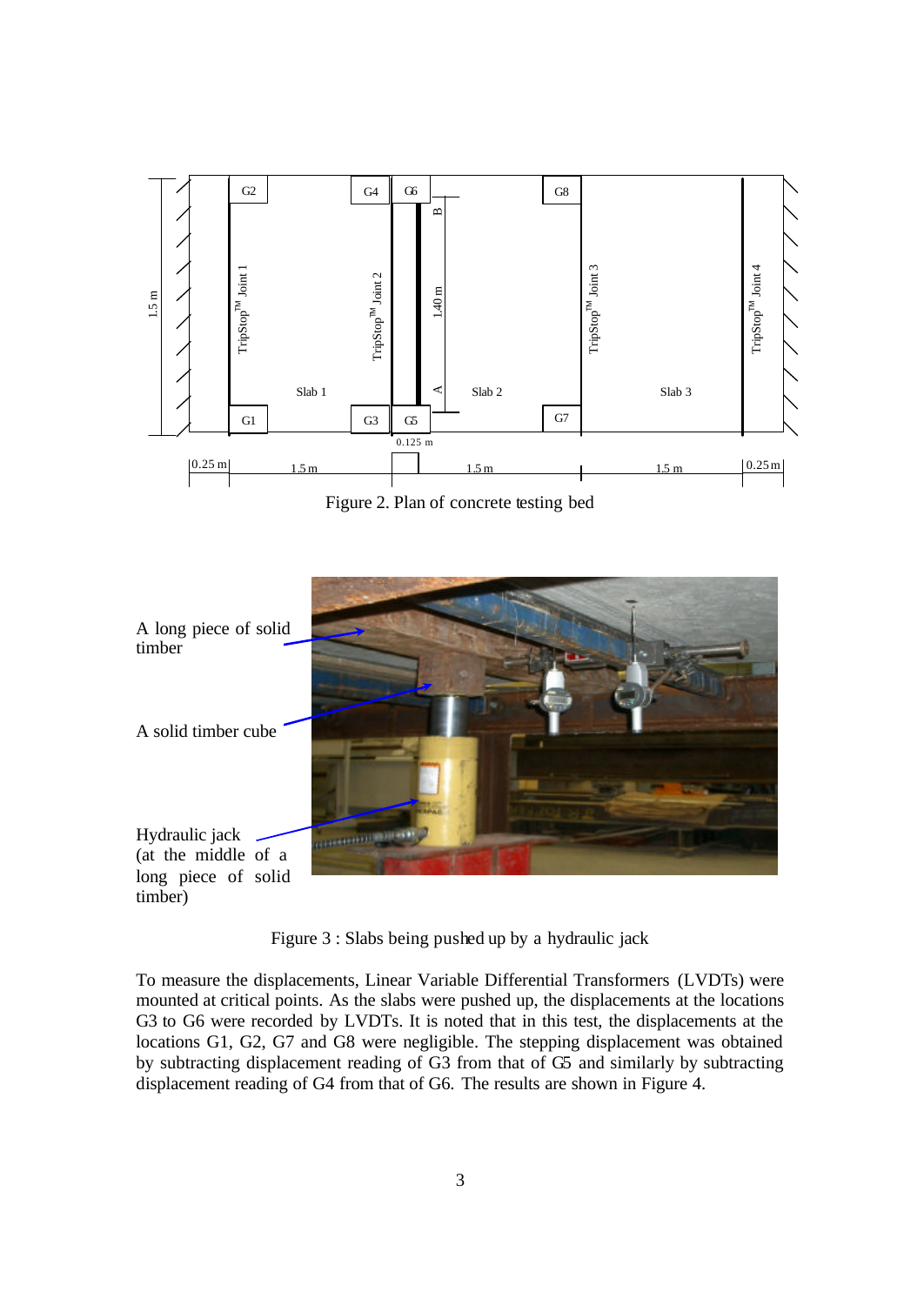Figure 2. Plan of concrete testing bed

Figure 3 : Slabs being pushed up by a hydraulic jack

To measure the displacements, Linear Variable Differential Transformers (LVDTs) were mounted at critical points. As the slabs were pushed up, the displacements at the locations G3 to G6 were recorded by LVDTs. It is noted that in this test, the displacements at the locations G1, G2, G7 and G8 were negligible. The stepping displacement was obtained by subtracting displacement reading of G3 from that of G5 and similarly by subtracting displacement reading of G4 from that of G6. The results are shown in Figure 4.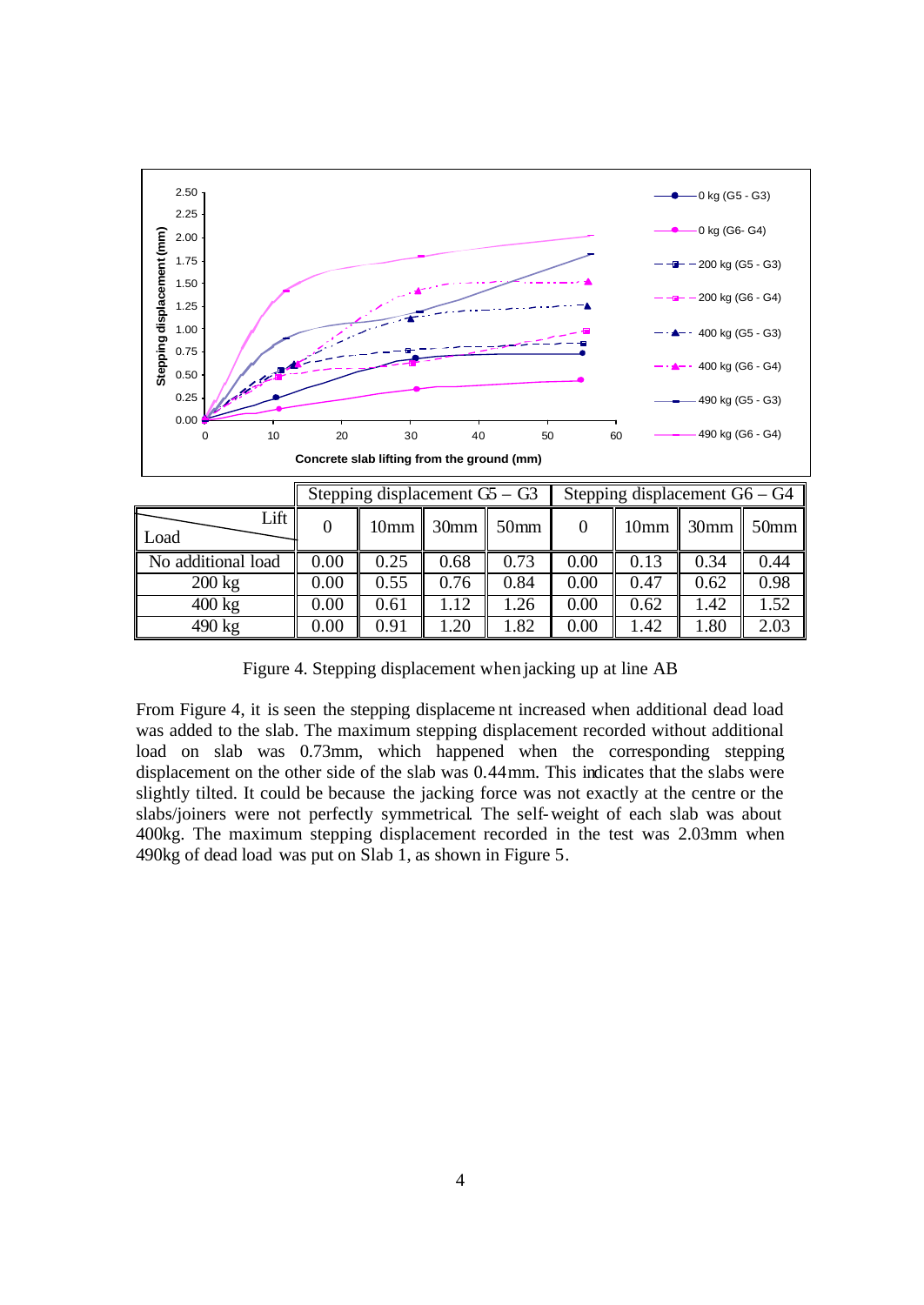| Load \ Lift | Stepping displacement G5 – G3 | | | | Stepping displacement G6 – G4 | | | |
|---|---|---|---|---|---|---|---|---|
| | 0 | 10mm | 30mm | 50mm | 0 | 10mm | 30mm | 50mm |
| No additional load | 0.00 | 0.25 | 0.68 | 0.73 | 0.00 | 0.13 | 0.34 | 0.44 |
| 200 kg | 0.00 | 0.55 | 0.76 | 0.84 | 0.00 | 0.47 | 0.62 | 0.98 |
| 400 kg | 0.00 | 0.61 | 1.12 | 1.26 | 0.00 | 0.62 | 1.42 | 1.52 |
| 490 kg | 0.00 | 0.91 | 1.20 | 1.82 | 0.00 | 1.42 | 1.80 | 2.03 |

Figure 4. Stepping displacement when jacking up at line AB

From Figure 4, it is seen the stepping displacement increased when additional dead load was added to the slab. The maximum stepping displacement recorded without additional load on slab was 0.73mm, which happened when the corresponding stepping displacement on the other side of the slab was 0.44mm. This indicates that the slabs were slightly tilted. It could be because the jacking force was not exactly at the centre or the slabs/joiners were not perfectly symmetrical. The self-weight of each slab was about 400kg. The maximum stepping displacement recorded in the test was 2.03mm when 490kg of dead load was put on Slab 1, as shown in Figure 5.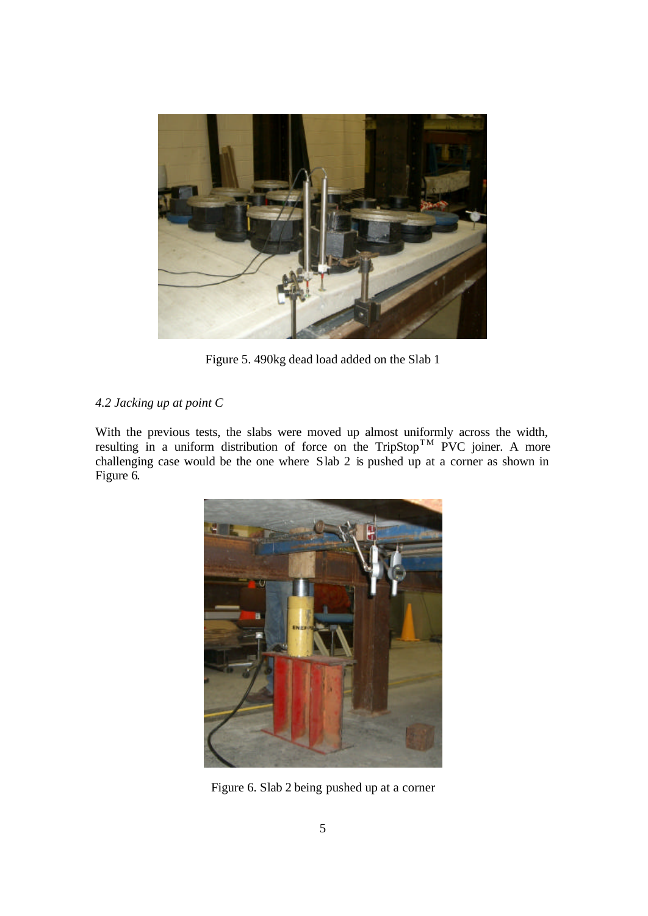Figure 5. 490kg dead load added on the Slab 1

### *4.2 Jacking up at point C*

With the previous tests, the slabs were moved up almost uniformly across the width, resulting in a uniform distribution of force on the TripStop™ PVC joiner. A more challenging case would be the one where Slab 2 is pushed up at a corner as shown in Figure 6.

Figure 6. Slab 2 being pushed up at a corner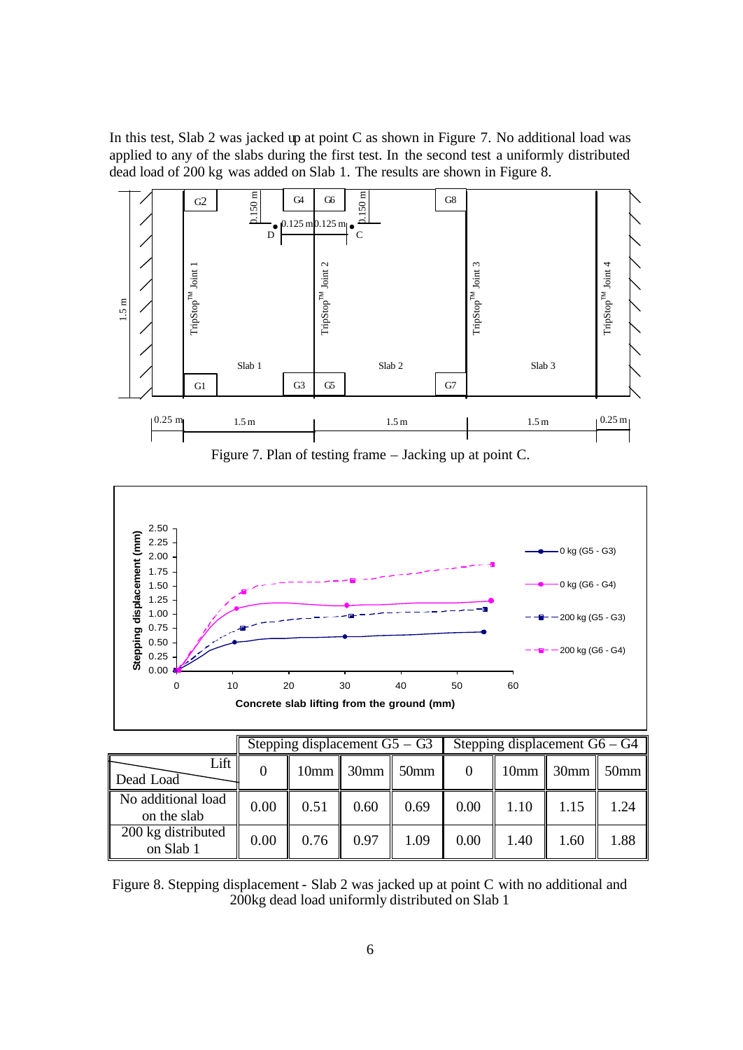In this test, Slab 2 was jacked up at point C as shown in Figure 7. No additional load was applied to any of the slabs during the first test. In the second test a uniformly distributed dead load of 200 kg was added on Slab 1. The results are shown in Figure 8.

Figure 7. Plan of testing frame – Jacking up at point C.

| | Stepping displacement G5 – G3 | | | | Stepping displacement G6 – G4 | | | |
|---|---|---|---|---|---|---|---|---|
| Dead Load \ Lift | 0 | 10mm | 30mm | 50mm | 0 | 10mm | 30mm | 50mm |
| No additional load on the slab | 0.00 | 0.51 | 0.60 | 0.69 | 0.00 | 1.10 | 1.15 | 1.24 |
| 200 kg distributed on Slab 1 | 0.00 | 0.76 | 0.97 | 1.09 | 0.00 | 1.40 | 1.60 | 1.88 |

Figure 8. Stepping displacement - Slab 2 was jacked up at point C with no additional and 200kg dead load uniformly distributed on Slab 1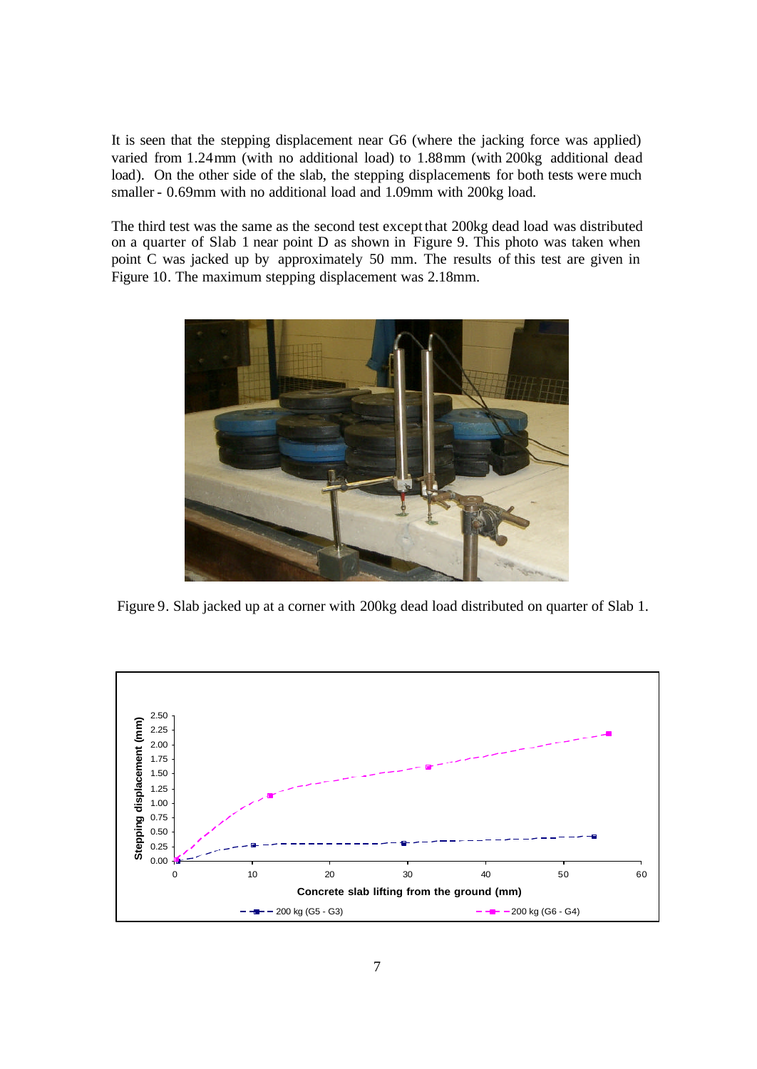It is seen that the stepping displacement near G6 (where the jacking force was applied) varied from 1.24mm (with no additional load) to 1.88mm (with 200kg additional dead load). On the other side of the slab, the stepping displacements for both tests were much smaller - 0.69mm with no additional load and 1.09mm with 200kg load.

The third test was the same as the second test except that 200kg dead load was distributed on a quarter of Slab 1 near point D as shown in Figure 9. This photo was taken when point C was jacked up by approximately 50 mm. The results of this test are given in Figure 10. The maximum stepping displacement was 2.18mm.

Figure 9. Slab jacked up at a corner with 200kg dead load distributed on quarter of Slab 1.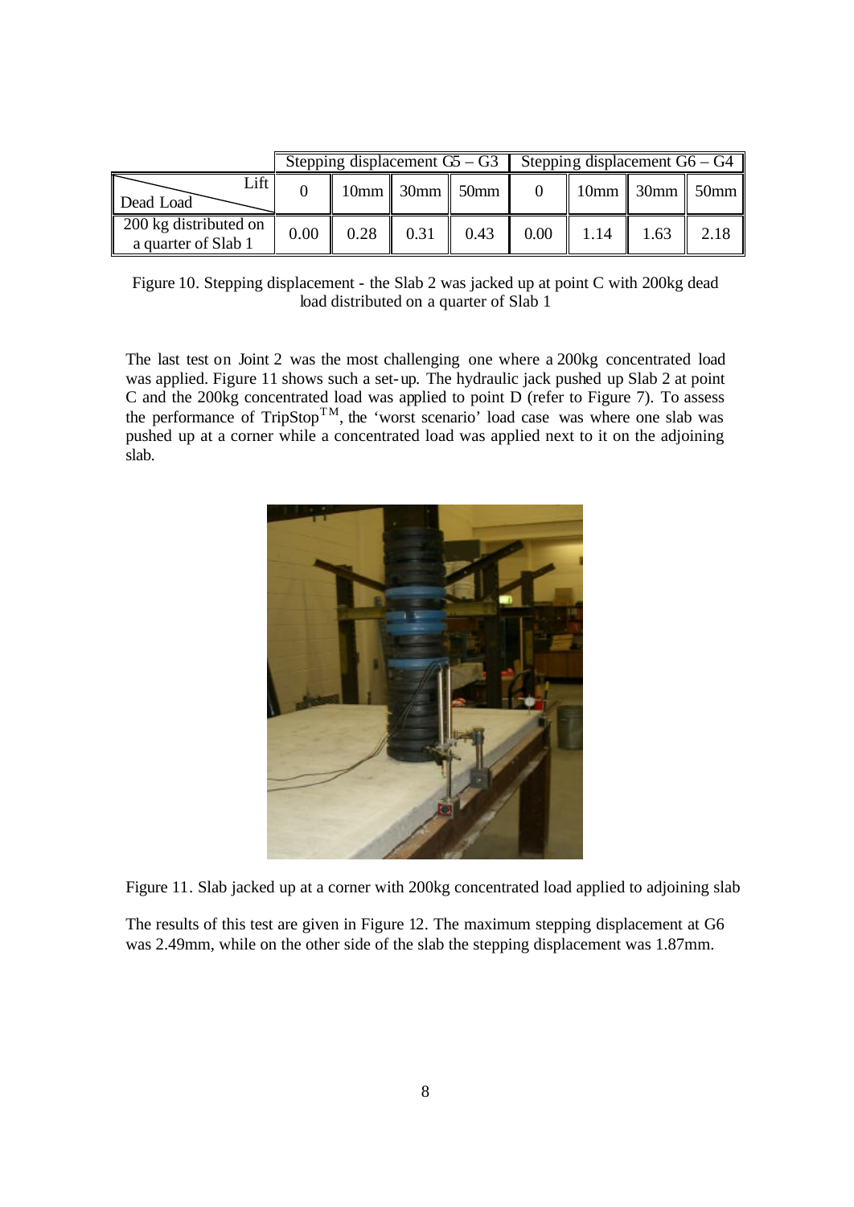| | Stepping displacement G5 – G3 | | | | Stepping displacement G6 – G4 | | | |
|---|---|---|---|---|---|---|---|---|
| Lift / Dead Load | 0 | 10mm | 30mm | 50mm | 0 | 10mm | 30mm | 50mm |
| 200 kg distributed on a quarter of Slab 1 | 0.00 | 0.28 | 0.31 | 0.43 | 0.00 | 1.14 | 1.63 | 2.18 |

Figure 10. Stepping displacement - the Slab 2 was jacked up at point C with 200kg dead load distributed on a quarter of Slab 1

The last test on Joint 2 was the most challenging one where a 200kg concentrated load was applied. Figure 11 shows such a set-up. The hydraulic jack pushed up Slab 2 at point C and the 200kg concentrated load was applied to point D (refer to Figure 7). To assess the performance of TripStop$^{TM}$, the 'worst scenario' load case was where one slab was pushed up at a corner while a concentrated load was applied next to it on the adjoining slab.

Figure 11. Slab jacked up at a corner with 200kg concentrated load applied to adjoining slab

The results of this test are given in Figure 12. The maximum stepping displacement at G6 was 2.49mm, while on the other side of the slab the stepping displacement was 1.87mm.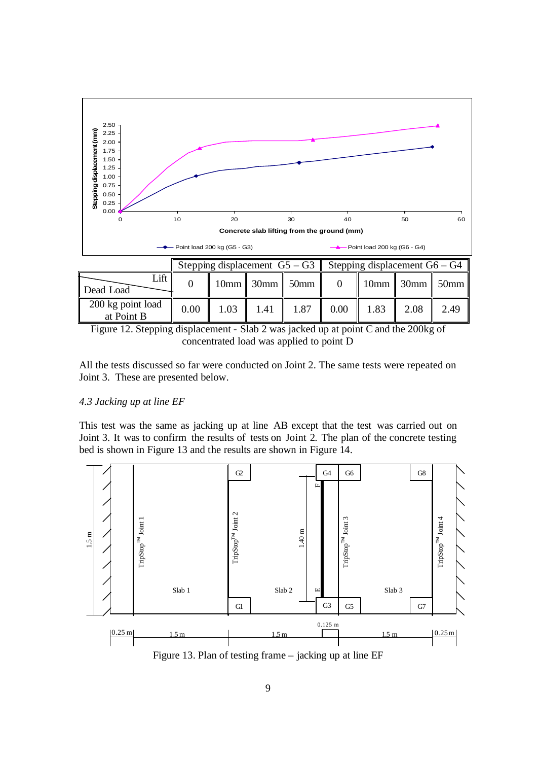| Dead Load \ Lift | Stepping displacement G5 – G3 | | | | Stepping displacement G6 – G4 | | | |
|---|---|---|---|---|---|---|---|---|
| | 0 | 10mm | 30mm | 50mm | 0 | 10mm | 30mm | 50mm |
| 200 kg point load at Point B | 0.00 | 1.03 | 1.41 | 1.87 | 0.00 | 1.83 | 2.08 | 2.49 |

Figure 12. Stepping displacement - Slab 2 was jacked up at point C and the 200kg of concentrated load was applied to point D

All the tests discussed so far were conducted on Joint 2. The same tests were repeated on Joint 3. These are presented below.

### *4.3 Jacking up at line EF*

This test was the same as jacking up at line AB except that the test was carried out on Joint 3. It was to confirm the results of tests on Joint 2. The plan of the concrete testing bed is shown in Figure 13 and the results are shown in Figure 14.

Figure 13. Plan of testing frame – jacking up at line EF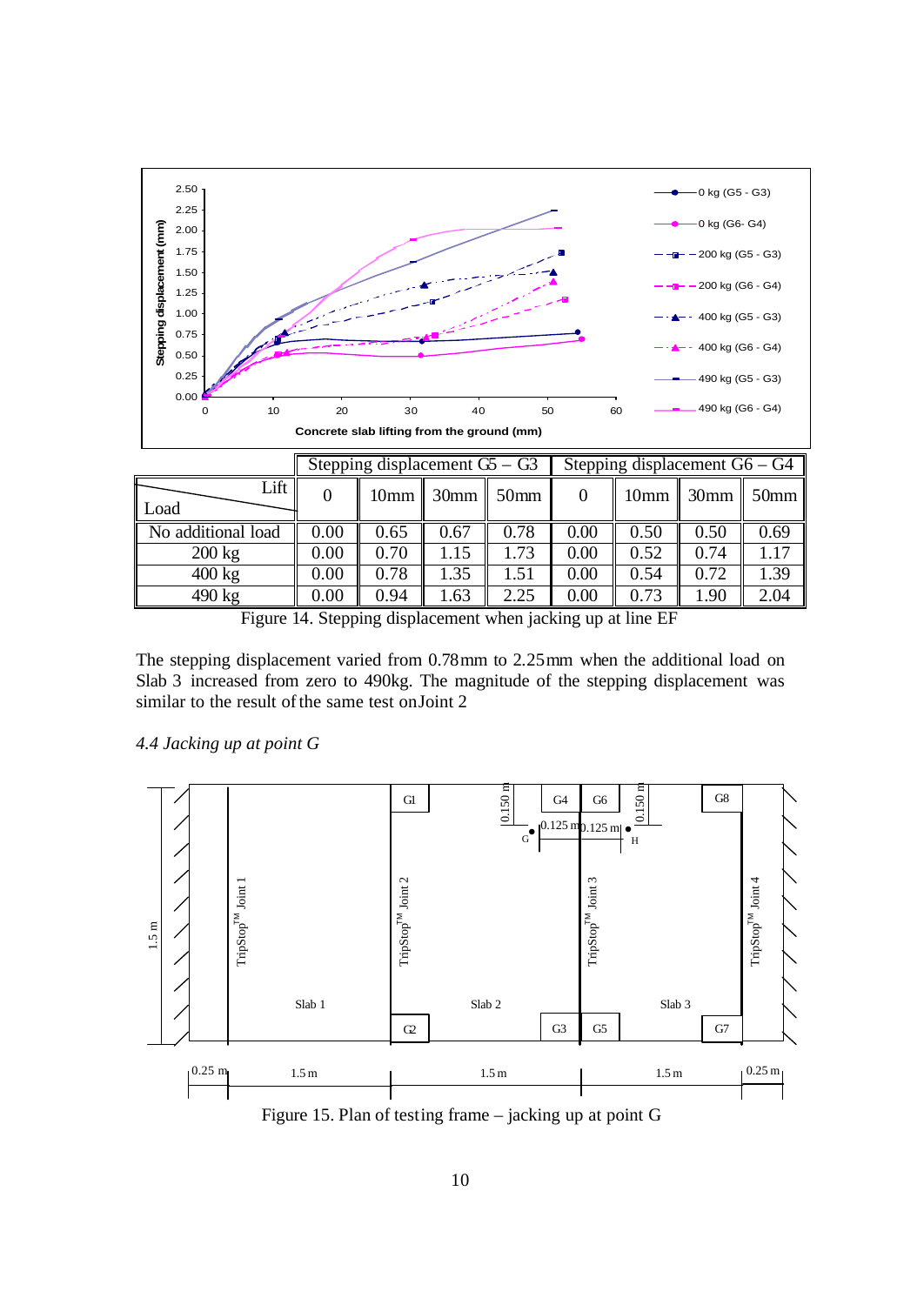| | Stepping displacement G5 – G3 | | | | Stepping displacement G6 – G4 | | | |
|---|---|---|---|---|---|---|---|---|
| Load \ Lift | 0 | 10mm | 30mm | 50mm | 0 | 10mm | 30mm | 50mm |
| No additional load | 0.00 | 0.65 | 0.67 | 0.78 | 0.00 | 0.50 | 0.50 | 0.69 |
| 200 kg | 0.00 | 0.70 | 1.15 | 1.73 | 0.00 | 0.52 | 0.74 | 1.17 |
| 400 kg | 0.00 | 0.78 | 1.35 | 1.51 | 0.00 | 0.54 | 0.72 | 1.39 |
| 490 kg | 0.00 | 0.94 | 1.63 | 2.25 | 0.00 | 0.73 | 1.90 | 2.04 |

Figure 14. Stepping displacement when jacking up at line EF

The stepping displacement varied from 0.78mm to 2.25mm when the additional load on Slab 3 increased from zero to 490kg. The magnitude of the stepping displacement was similar to the result of the same test on Joint 2

### *4.4 Jacking up at point G*

Figure 15. Plan of testing frame – jacking up at point G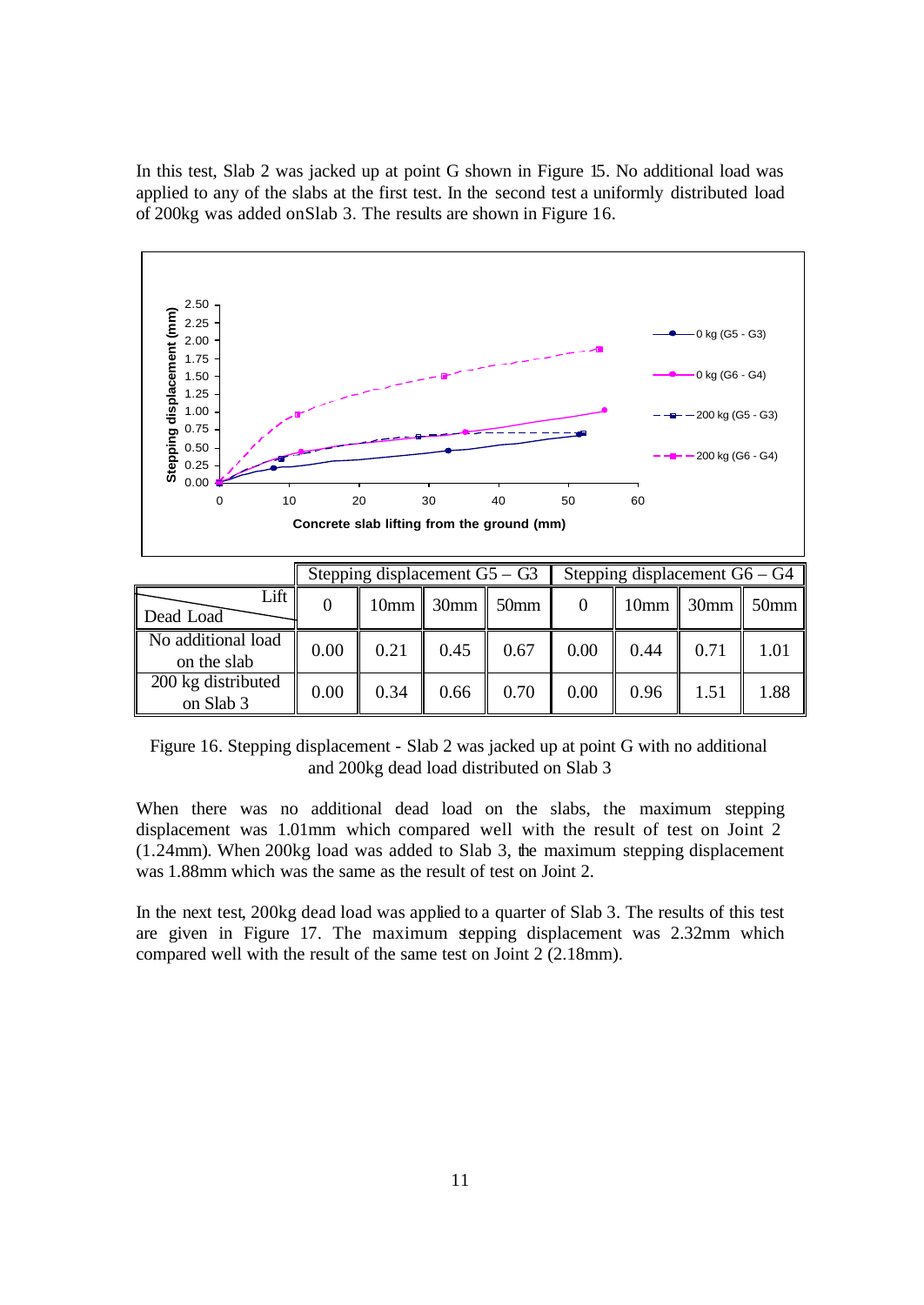In this test, Slab 2 was jacked up at point G shown in Figure 15. No additional load was applied to any of the slabs at the first test. In the second test a uniformly distributed load of 200kg was added onSlab 3. The results are shown in Figure 16.

| Lift / Dead Load | Stepping displacement G5 – G3 | | | | Stepping displacement G6 – G4 | | | |
|---|---|---|---|---|---|---|---|---|
| | 0 | 10mm | 30mm | 50mm | 0 | 10mm | 30mm | 50mm |
| No additional load on the slab | 0.00 | 0.21 | 0.45 | 0.67 | 0.00 | 0.44 | 0.71 | 1.01 |
| 200 kg distributed on Slab 3 | 0.00 | 0.34 | 0.66 | 0.70 | 0.00 | 0.96 | 1.51 | 1.88 |

Figure 16. Stepping displacement - Slab 2 was jacked up at point G with no additional and 200kg dead load distributed on Slab 3

When there was no additional dead load on the slabs, the maximum stepping displacement was 1.01mm which compared well with the result of test on Joint 2 (1.24mm). When 200kg load was added to Slab 3, the maximum stepping displacement was 1.88mm which was the same as the result of test on Joint 2.

In the next test, 200kg dead load was applied to a quarter of Slab 3. The results of this test are given in Figure 17. The maximum stepping displacement was 2.32mm which compared well with the result of the same test on Joint 2 (2.18mm).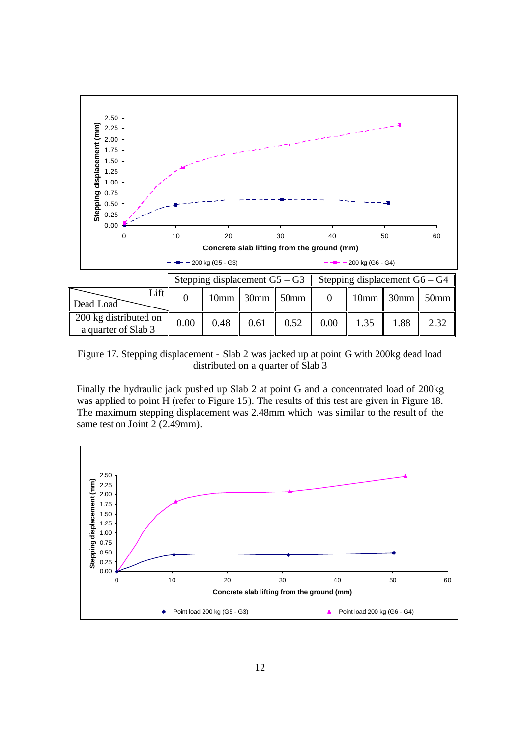| Dead Load \ Lift | Stepping displacement G5 – G3 | | | | Stepping displacement G6 – G4 | | | |
|---|---|---|---|---|---|---|---|---|
| | 0 | 10mm | 30mm | 50mm | 0 | 10mm | 30mm | 50mm |
| 200 kg distributed on a quarter of Slab 3 | 0.00 | 0.48 | 0.61 | 0.52 | 0.00 | 1.35 | 1.88 | 2.32 |

Figure 17. Stepping displacement - Slab 2 was jacked up at point G with 200kg dead load distributed on a quarter of Slab 3

Finally the hydraulic jack pushed up Slab 2 at point G and a concentrated load of 200kg was applied to point H (refer to Figure 15). The results of this test are given in Figure 18. The maximum stepping displacement was 2.48mm which was similar to the result of the same test on Joint 2 (2.49mm).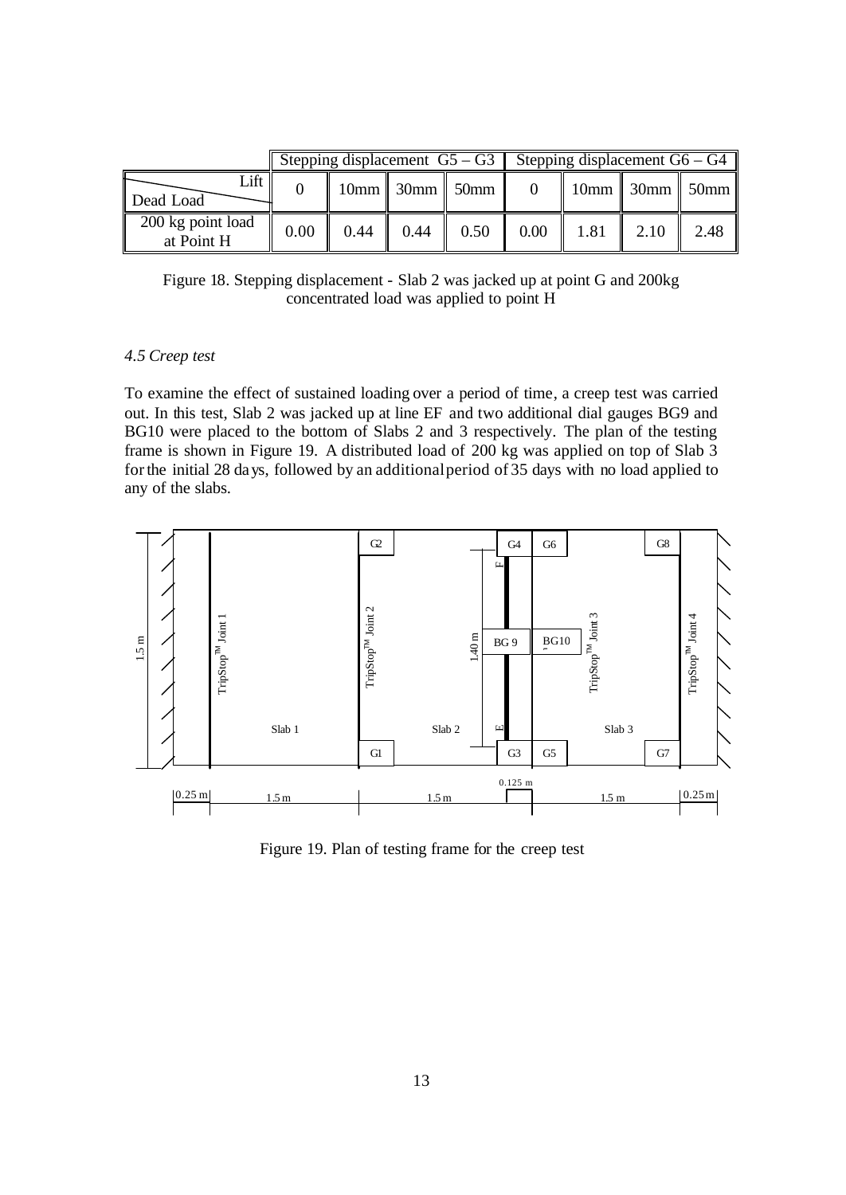| | Stepping displacement G5 – G3 | | | | Stepping displacement G6 – G4 | | | |
|---|---|---|---|---|---|---|---|---|
| Lift / Dead Load | 0 | 10mm | 30mm | 50mm | 0 | 10mm | 30mm | 50mm |
| 200 kg point load at Point H | 0.00 | 0.44 | 0.44 | 0.50 | 0.00 | 1.81 | 2.10 | 2.48 |

Figure 18. Stepping displacement - Slab 2 was jacked up at point G and 200kg concentrated load was applied to point H

### *4.5 Creep test*

To examine the effect of sustained loading over a period of time, a creep test was carried out. In this test, Slab 2 was jacked up at line EF and two additional dial gauges BG9 and BG10 were placed to the bottom of Slabs 2 and 3 respectively. The plan of the testing frame is shown in Figure 19. A distributed load of 200 kg was applied on top of Slab 3 for the initial 28 days, followed by an additional period of 35 days with no load applied to any of the slabs.

Figure 19. Plan of testing frame for the creep test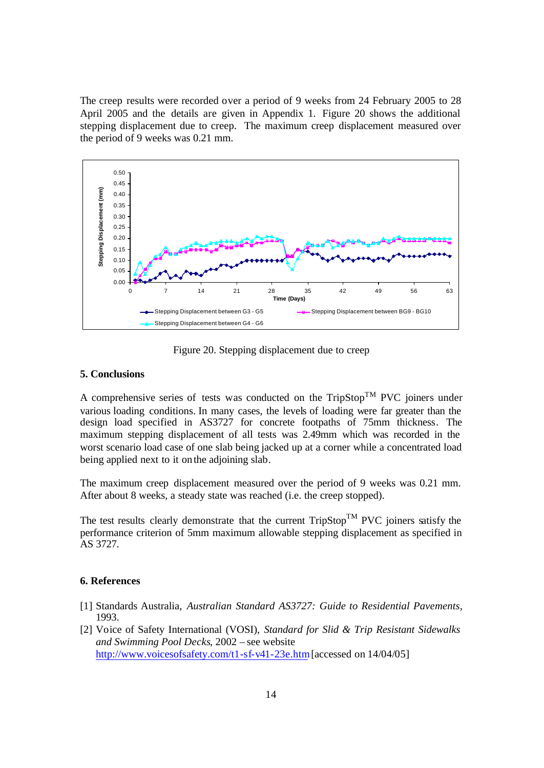The creep results were recorded over a period of 9 weeks from 24 February 2005 to 28 April 2005 and the details are given in Appendix 1. Figure 20 shows the additional stepping displacement due to creep. The maximum creep displacement measured over the period of 9 weeks was 0.21 mm.

Figure 20. Stepping displacement due to creep

## 5. Conclusions

A comprehensive series of tests was conducted on the TripStop$^{TM}$ PVC joiners under various loading conditions. In many cases, the levels of loading were far greater than the design load specified in AS3727 for concrete footpaths of 75mm thickness. The maximum stepping displacement of all tests was 2.49mm which was recorded in the worst scenario load case of one slab being jacked up at a corner while a concentrated load being applied next to it on the adjoining slab.

The maximum creep displacement measured over the period of 9 weeks was 0.21 mm. After about 8 weeks, a steady state was reached (i.e. the creep stopped).

The test results clearly demonstrate that the current TripStop$^{TM}$ PVC joiners satisfy the performance criterion of 5mm maximum allowable stepping displacement as specified in AS 3727.

## 6. References

[1] Standards Australia, *Australian Standard AS3727: Guide to Residential Pavements*, 1993.

[2] Voice of Safety International (VOSI), *Standard for Slid & Trip Resistant Sidewalks and Swimming Pool Decks*, 2002 – see website http://www.voicesofsafety.com/t1-sf-v41-23e.htm [accessed on 14/04/05]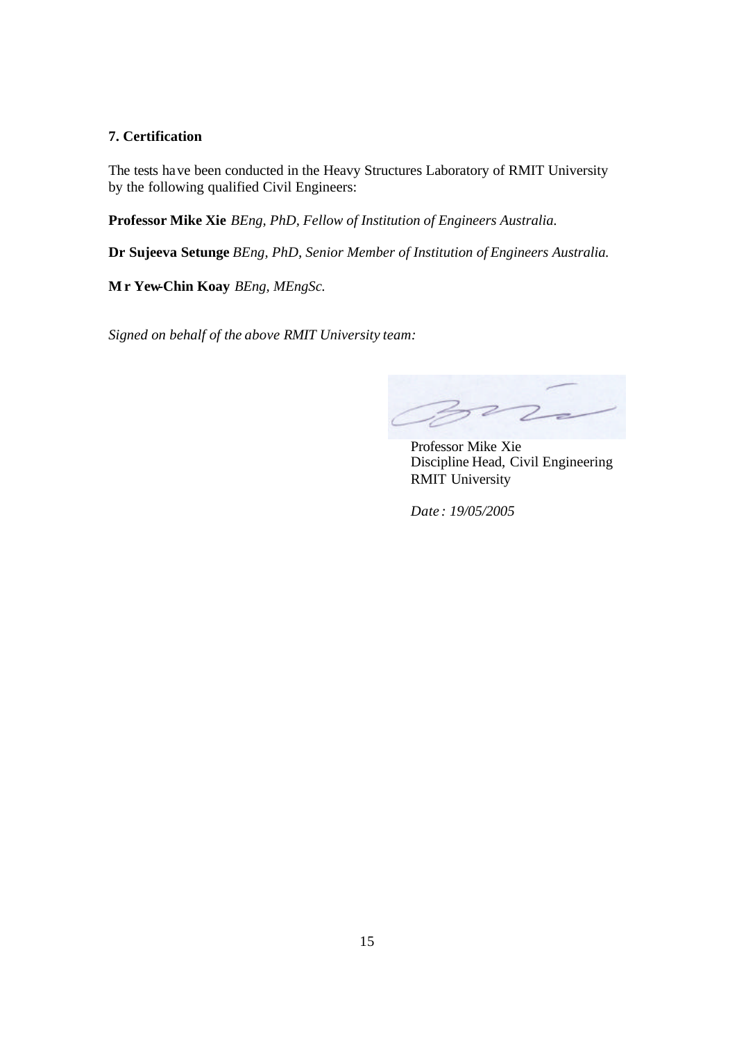## 7. Certification

The tests have been conducted in the Heavy Structures Laboratory of RMIT University by the following qualified Civil Engineers:

**Professor Mike Xie** *BEng, PhD, Fellow of Institution of Engineers Australia.*

**Dr Sujeeva Setunge** *BEng, PhD, Senior Member of Institution of Engineers Australia.*

**Mr Yew-Chin Koay** *BEng, MEngSc.*

*Signed on behalf of the above RMIT University team:*

Professor Mike Xie
Discipline Head, Civil Engineering
RMIT University

*Date : 19/05/2005*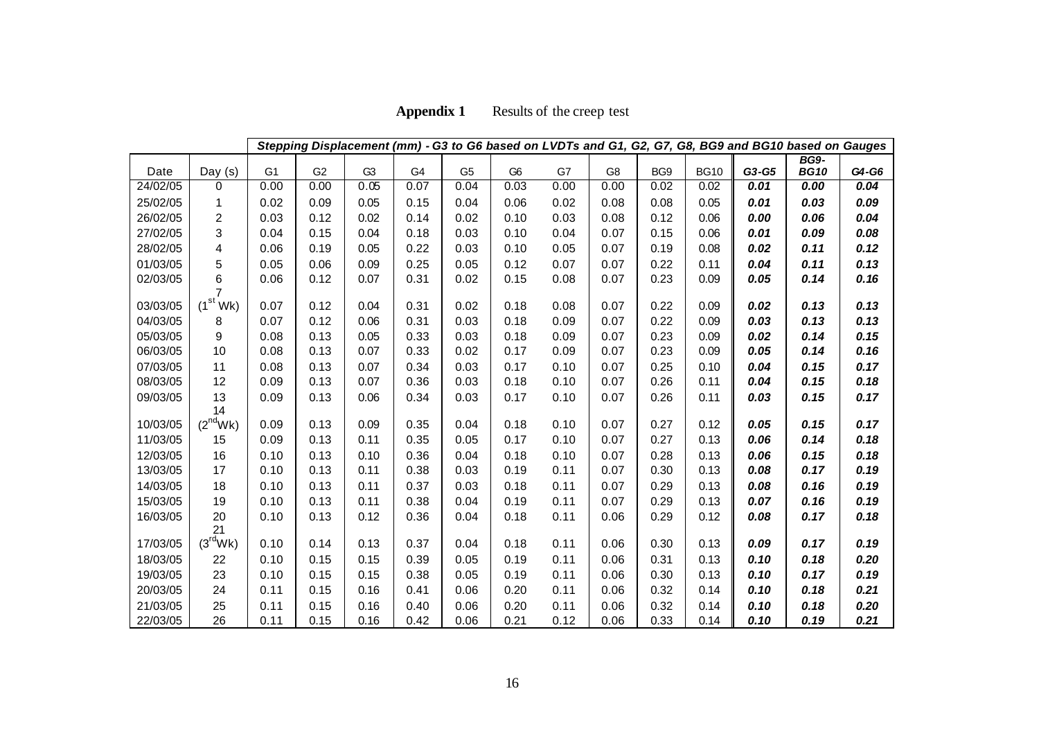**Appendix 1** Results of the creep test

| Date | Day (s) | Stepping Displacement (mm) - G3 to G6 based on LVDTs and G1, G2, G7, G8, BG9 and BG10 based on Gauges | | | | | | | | | | | | |
|---|---|---|---|---|---|---|---|---|---|---|---|---|---|---|
| | | G1 | G2 | G3 | G4 | G5 | G6 | G7 | G8 | BG9 | BG10 | ***G3-G5*** | ***BG9-BG10*** | ***G4-G6*** |
| 24/02/05 | 0 | 0.00 | 0.00 | 0.05 | 0.07 | 0.04 | 0.03 | 0.00 | 0.00 | 0.02 | 0.02 | ***0.01*** | ***0.00*** | ***0.04*** |
| 25/02/05 | 1 | 0.02 | 0.09 | 0.05 | 0.15 | 0.04 | 0.06 | 0.02 | 0.08 | 0.08 | 0.05 | ***0.01*** | ***0.03*** | ***0.09*** |
| 26/02/05 | 2 | 0.03 | 0.12 | 0.02 | 0.14 | 0.02 | 0.10 | 0.03 | 0.08 | 0.12 | 0.06 | ***0.00*** | ***0.06*** | ***0.04*** |
| 27/02/05 | 3 | 0.04 | 0.15 | 0.04 | 0.18 | 0.03 | 0.10 | 0.04 | 0.07 | 0.15 | 0.06 | ***0.01*** | ***0.09*** | ***0.08*** |
| 28/02/05 | 4 | 0.06 | 0.19 | 0.05 | 0.22 | 0.03 | 0.10 | 0.05 | 0.07 | 0.19 | 0.08 | ***0.02*** | ***0.11*** | ***0.12*** |
| 01/03/05 | 5 | 0.05 | 0.06 | 0.09 | 0.25 | 0.05 | 0.12 | 0.07 | 0.07 | 0.22 | 0.11 | ***0.04*** | ***0.11*** | ***0.13*** |
| 02/03/05 | 6 | 0.06 | 0.12 | 0.07 | 0.31 | 0.02 | 0.15 | 0.08 | 0.07 | 0.23 | 0.09 | ***0.05*** | ***0.14*** | ***0.16*** |
| 03/03/05 | 7 ($1^{st}$ Wk) | 0.07 | 0.12 | 0.04 | 0.31 | 0.02 | 0.18 | 0.08 | 0.07 | 0.22 | 0.09 | ***0.02*** | ***0.13*** | ***0.13*** |
| 04/03/05 | 8 | 0.07 | 0.12 | 0.06 | 0.31 | 0.03 | 0.18 | 0.09 | 0.07 | 0.22 | 0.09 | ***0.03*** | ***0.13*** | ***0.13*** |
| 05/03/05 | 9 | 0.08 | 0.13 | 0.05 | 0.33 | 0.03 | 0.18 | 0.09 | 0.07 | 0.23 | 0.09 | ***0.02*** | ***0.14*** | ***0.15*** |
| 06/03/05 | 10 | 0.08 | 0.13 | 0.07 | 0.33 | 0.02 | 0.17 | 0.09 | 0.07 | 0.23 | 0.09 | ***0.05*** | ***0.14*** | ***0.16*** |
| 07/03/05 | 11 | 0.08 | 0.13 | 0.07 | 0.34 | 0.03 | 0.17 | 0.10 | 0.07 | 0.25 | 0.10 | ***0.04*** | ***0.15*** | ***0.17*** |
| 08/03/05 | 12 | 0.09 | 0.13 | 0.07 | 0.36 | 0.03 | 0.18 | 0.10 | 0.07 | 0.26 | 0.11 | ***0.04*** | ***0.15*** | ***0.18*** |
| 09/03/05 | 13 | 0.09 | 0.13 | 0.06 | 0.34 | 0.03 | 0.17 | 0.10 | 0.07 | 0.26 | 0.11 | ***0.03*** | ***0.15*** | ***0.17*** |
| 10/03/05 | 14 ($2^{nd}$Wk) | 0.09 | 0.13 | 0.09 | 0.35 | 0.04 | 0.18 | 0.10 | 0.07 | 0.27 | 0.12 | ***0.05*** | ***0.15*** | ***0.17*** |
| 11/03/05 | 15 | 0.09 | 0.13 | 0.11 | 0.35 | 0.05 | 0.17 | 0.10 | 0.07 | 0.27 | 0.13 | ***0.06*** | ***0.14*** | ***0.18*** |
| 12/03/05 | 16 | 0.10 | 0.13 | 0.10 | 0.36 | 0.04 | 0.18 | 0.10 | 0.07 | 0.28 | 0.13 | ***0.06*** | ***0.15*** | ***0.18*** |
| 13/03/05 | 17 | 0.10 | 0.13 | 0.11 | 0.38 | 0.03 | 0.19 | 0.11 | 0.07 | 0.30 | 0.13 | ***0.08*** | ***0.17*** | ***0.19*** |
| 14/03/05 | 18 | 0.10 | 0.13 | 0.11 | 0.37 | 0.03 | 0.18 | 0.11 | 0.07 | 0.29 | 0.13 | ***0.08*** | ***0.16*** | ***0.19*** |
| 15/03/05 | 19 | 0.10 | 0.13 | 0.11 | 0.38 | 0.04 | 0.19 | 0.11 | 0.07 | 0.29 | 0.13 | ***0.07*** | ***0.16*** | ***0.19*** |
| 16/03/05 | 20 | 0.10 | 0.13 | 0.12 | 0.36 | 0.04 | 0.18 | 0.11 | 0.06 | 0.29 | 0.12 | ***0.08*** | ***0.17*** | ***0.18*** |
| 17/03/05 | 21 ($3^{rd}$Wk) | 0.10 | 0.14 | 0.13 | 0.37 | 0.04 | 0.18 | 0.11 | 0.06 | 0.30 | 0.13 | ***0.09*** | ***0.17*** | ***0.19*** |
| 18/03/05 | 22 | 0.10 | 0.15 | 0.15 | 0.39 | 0.05 | 0.19 | 0.11 | 0.06 | 0.31 | 0.13 | ***0.10*** | ***0.18*** | ***0.20*** |
| 19/03/05 | 23 | 0.10 | 0.15 | 0.15 | 0.38 | 0.05 | 0.19 | 0.11 | 0.06 | 0.30 | 0.13 | ***0.10*** | ***0.17*** | ***0.19*** |
| 20/03/05 | 24 | 0.11 | 0.15 | 0.16 | 0.41 | 0.06 | 0.20 | 0.11 | 0.06 | 0.32 | 0.14 | ***0.10*** | ***0.18*** | ***0.21*** |
| 21/03/05 | 25 | 0.11 | 0.15 | 0.16 | 0.40 | 0.06 | 0.20 | 0.11 | 0.06 | 0.32 | 0.14 | ***0.10*** | ***0.18*** | ***0.20*** |
| 22/03/05 | 26 | 0.11 | 0.15 | 0.16 | 0.42 | 0.06 | 0.21 | 0.12 | 0.06 | 0.33 | 0.14 | ***0.10*** | ***0.19*** | ***0.21*** |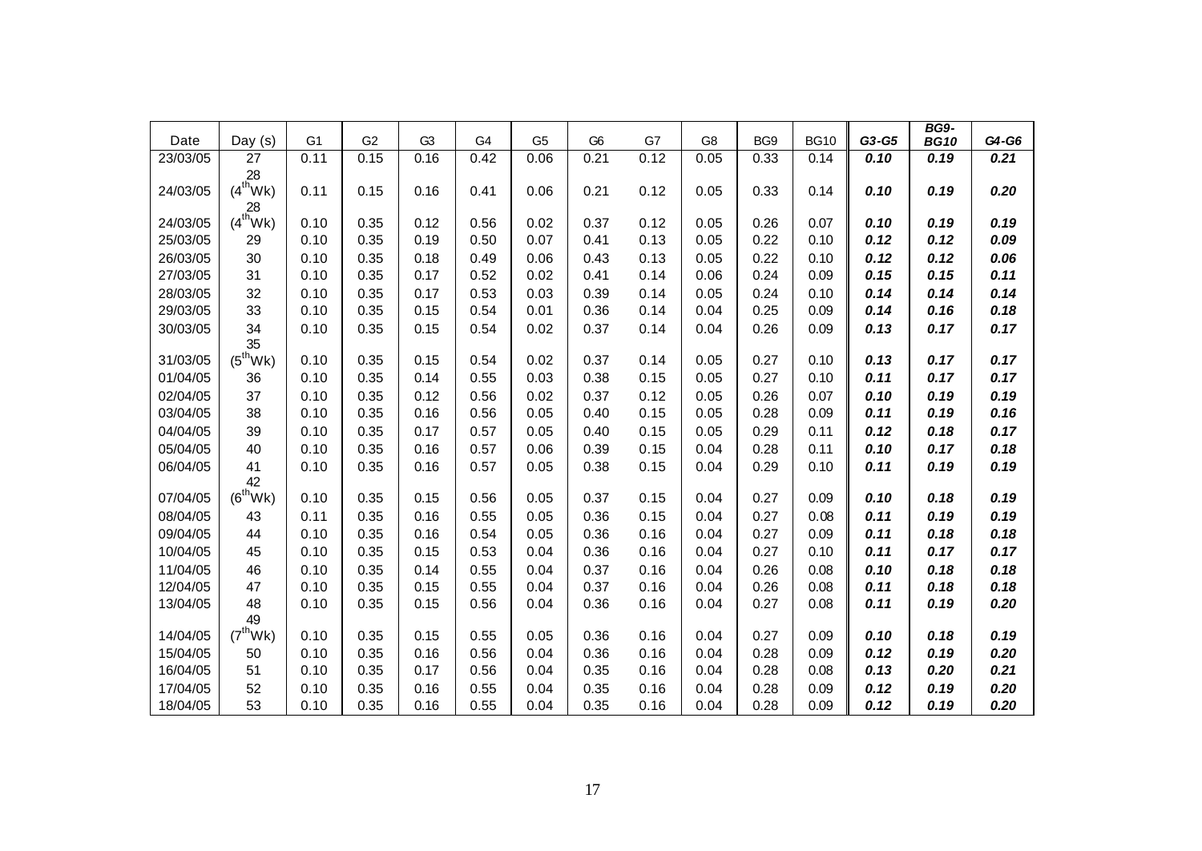| Date | Day (s) | G1 | G2 | G3 | G4 | G5 | G6 | G7 | G8 | BG9 | BG10 | ***G3-G5*** | ***BG9-BG10*** | ***G4-G6*** |
|---|---|---|---|---|---|---|---|---|---|---|---|---|---|---|
| 23/03/05 | 27 | 0.11 | 0.15 | 0.16 | 0.42 | 0.06 | 0.21 | 0.12 | 0.05 | 0.33 | 0.14 | ***0.10*** | ***0.19*** | ***0.21*** |
| 24/03/05 | 28 ($4^{th}$Wk) | 0.11 | 0.15 | 0.16 | 0.41 | 0.06 | 0.21 | 0.12 | 0.05 | 0.33 | 0.14 | ***0.10*** | ***0.19*** | ***0.20*** |
| 24/03/05 | 28 ($4^{th}$Wk) | 0.10 | 0.35 | 0.12 | 0.56 | 0.02 | 0.37 | 0.12 | 0.05 | 0.26 | 0.07 | ***0.10*** | ***0.19*** | ***0.19*** |
| 25/03/05 | 29 | 0.10 | 0.35 | 0.19 | 0.50 | 0.07 | 0.41 | 0.13 | 0.05 | 0.22 | 0.10 | ***0.12*** | ***0.12*** | ***0.09*** |
| 26/03/05 | 30 | 0.10 | 0.35 | 0.18 | 0.49 | 0.06 | 0.43 | 0.13 | 0.05 | 0.22 | 0.10 | ***0.12*** | ***0.12*** | ***0.06*** |
| 27/03/05 | 31 | 0.10 | 0.35 | 0.17 | 0.52 | 0.02 | 0.41 | 0.14 | 0.06 | 0.24 | 0.09 | ***0.15*** | ***0.15*** | ***0.11*** |
| 28/03/05 | 32 | 0.10 | 0.35 | 0.17 | 0.53 | 0.03 | 0.39 | 0.14 | 0.05 | 0.24 | 0.10 | ***0.14*** | ***0.14*** | ***0.14*** |
| 29/03/05 | 33 | 0.10 | 0.35 | 0.15 | 0.54 | 0.01 | 0.36 | 0.14 | 0.04 | 0.25 | 0.09 | ***0.14*** | ***0.16*** | ***0.18*** |
| 30/03/05 | 34 | 0.10 | 0.35 | 0.15 | 0.54 | 0.02 | 0.37 | 0.14 | 0.04 | 0.26 | 0.09 | ***0.13*** | ***0.17*** | ***0.17*** |
| 31/03/05 | 35 ($5^{th}$Wk) | 0.10 | 0.35 | 0.15 | 0.54 | 0.02 | 0.37 | 0.14 | 0.05 | 0.27 | 0.10 | ***0.13*** | ***0.17*** | ***0.17*** |
| 01/04/05 | 36 | 0.10 | 0.35 | 0.14 | 0.55 | 0.03 | 0.38 | 0.15 | 0.05 | 0.27 | 0.10 | ***0.11*** | ***0.17*** | ***0.17*** |
| 02/04/05 | 37 | 0.10 | 0.35 | 0.12 | 0.56 | 0.02 | 0.37 | 0.12 | 0.05 | 0.26 | 0.07 | ***0.10*** | ***0.19*** | ***0.19*** |
| 03/04/05 | 38 | 0.10 | 0.35 | 0.16 | 0.56 | 0.05 | 0.40 | 0.15 | 0.05 | 0.28 | 0.09 | ***0.11*** | ***0.19*** | ***0.16*** |
| 04/04/05 | 39 | 0.10 | 0.35 | 0.17 | 0.57 | 0.05 | 0.40 | 0.15 | 0.05 | 0.29 | 0.11 | ***0.12*** | ***0.18*** | ***0.17*** |
| 05/04/05 | 40 | 0.10 | 0.35 | 0.16 | 0.57 | 0.06 | 0.39 | 0.15 | 0.04 | 0.28 | 0.11 | ***0.10*** | ***0.17*** | ***0.18*** |
| 06/04/05 | 41 | 0.10 | 0.35 | 0.16 | 0.57 | 0.05 | 0.38 | 0.15 | 0.04 | 0.29 | 0.10 | ***0.11*** | ***0.19*** | ***0.19*** |
| 07/04/05 | 42 ($6^{th}$Wk) | 0.10 | 0.35 | 0.15 | 0.56 | 0.05 | 0.37 | 0.15 | 0.04 | 0.27 | 0.09 | ***0.10*** | ***0.18*** | ***0.19*** |
| 08/04/05 | 43 | 0.11 | 0.35 | 0.16 | 0.55 | 0.05 | 0.36 | 0.15 | 0.04 | 0.27 | 0.08 | ***0.11*** | ***0.19*** | ***0.19*** |
| 09/04/05 | 44 | 0.10 | 0.35 | 0.16 | 0.54 | 0.05 | 0.36 | 0.16 | 0.04 | 0.27 | 0.09 | ***0.11*** | ***0.18*** | ***0.18*** |
| 10/04/05 | 45 | 0.10 | 0.35 | 0.15 | 0.53 | 0.04 | 0.36 | 0.16 | 0.04 | 0.27 | 0.10 | ***0.11*** | ***0.17*** | ***0.17*** |
| 11/04/05 | 46 | 0.10 | 0.35 | 0.14 | 0.55 | 0.04 | 0.37 | 0.16 | 0.04 | 0.26 | 0.08 | ***0.10*** | ***0.18*** | ***0.18*** |
| 12/04/05 | 47 | 0.10 | 0.35 | 0.15 | 0.55 | 0.04 | 0.37 | 0.16 | 0.04 | 0.26 | 0.08 | ***0.11*** | ***0.18*** | ***0.18*** |
| 13/04/05 | 48 | 0.10 | 0.35 | 0.15 | 0.56 | 0.04 | 0.36 | 0.16 | 0.04 | 0.27 | 0.08 | ***0.11*** | ***0.19*** | ***0.20*** |
| 14/04/05 | 49 ($7^{th}$Wk) | 0.10 | 0.35 | 0.15 | 0.55 | 0.05 | 0.36 | 0.16 | 0.04 | 0.27 | 0.09 | ***0.10*** | ***0.18*** | ***0.19*** |
| 15/04/05 | 50 | 0.10 | 0.35 | 0.16 | 0.56 | 0.04 | 0.36 | 0.16 | 0.04 | 0.28 | 0.09 | ***0.12*** | ***0.19*** | ***0.20*** |
| 16/04/05 | 51 | 0.10 | 0.35 | 0.17 | 0.56 | 0.04 | 0.35 | 0.16 | 0.04 | 0.28 | 0.08 | ***0.13*** | ***0.20*** | ***0.21*** |
| 17/04/05 | 52 | 0.10 | 0.35 | 0.16 | 0.55 | 0.04 | 0.35 | 0.16 | 0.04 | 0.28 | 0.09 | ***0.12*** | ***0.19*** | ***0.20*** |
| 18/04/05 | 53 | 0.10 | 0.35 | 0.16 | 0.55 | 0.04 | 0.35 | 0.16 | 0.04 | 0.28 | 0.09 | ***0.12*** | ***0.19*** | ***0.20*** |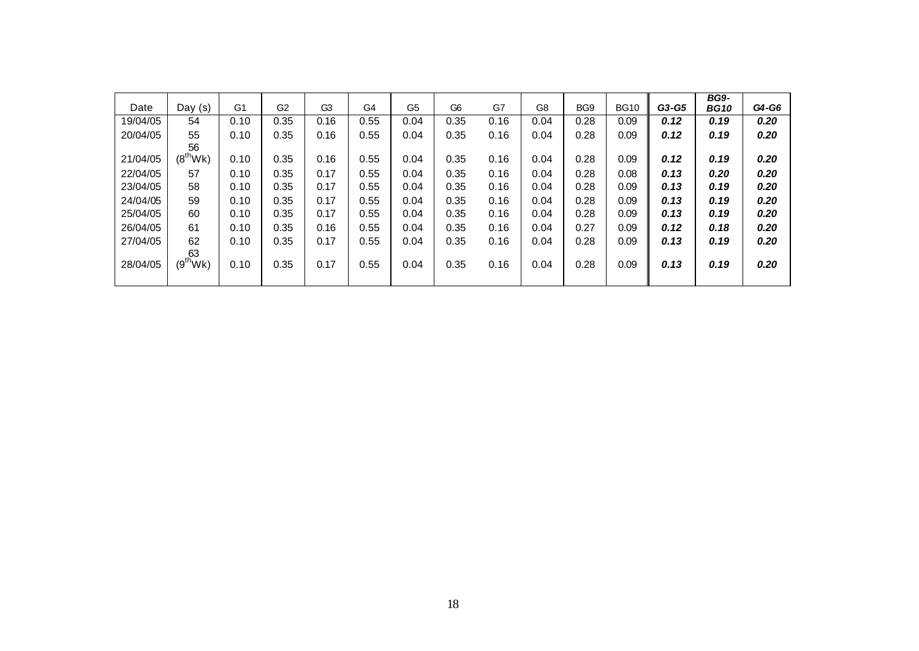| Date | Day (s) | G1 | G2 | G3 | G4 | G5 | G6 | G7 | G8 | BG9 | BG10 | ***G3-G5*** | ***BG9-BG10*** | ***G4-G6*** |
|---|---|---|---|---|---|---|---|---|---|---|---|---|---|---|
| 19/04/05 | 54 | 0.10 | 0.35 | 0.16 | 0.55 | 0.04 | 0.35 | 0.16 | 0.04 | 0.28 | 0.09 | ***0.12*** | ***0.19*** | ***0.20*** |
| 20/04/05 | 55 | 0.10 | 0.35 | 0.16 | 0.55 | 0.04 | 0.35 | 0.16 | 0.04 | 0.28 | 0.09 | ***0.12*** | ***0.19*** | ***0.20*** |
| 21/04/05 | 56 ($8^{th}$Wk) | 0.10 | 0.35 | 0.16 | 0.55 | 0.04 | 0.35 | 0.16 | 0.04 | 0.28 | 0.09 | ***0.12*** | ***0.19*** | ***0.20*** |
| 22/04/05 | 57 | 0.10 | 0.35 | 0.17 | 0.55 | 0.04 | 0.35 | 0.16 | 0.04 | 0.28 | 0.08 | ***0.13*** | ***0.20*** | ***0.20*** |
| 23/04/05 | 58 | 0.10 | 0.35 | 0.17 | 0.55 | 0.04 | 0.35 | 0.16 | 0.04 | 0.28 | 0.09 | ***0.13*** | ***0.19*** | ***0.20*** |
| 24/04/05 | 59 | 0.10 | 0.35 | 0.17 | 0.55 | 0.04 | 0.35 | 0.16 | 0.04 | 0.28 | 0.09 | ***0.13*** | ***0.19*** | ***0.20*** |
| 25/04/05 | 60 | 0.10 | 0.35 | 0.17 | 0.55 | 0.04 | 0.35 | 0.16 | 0.04 | 0.28 | 0.09 | ***0.13*** | ***0.19*** | ***0.20*** |
| 26/04/05 | 61 | 0.10 | 0.35 | 0.16 | 0.55 | 0.04 | 0.35 | 0.16 | 0.04 | 0.27 | 0.09 | ***0.12*** | ***0.18*** | ***0.20*** |
| 27/04/05 | 62 | 0.10 | 0.35 | 0.17 | 0.55 | 0.04 | 0.35 | 0.16 | 0.04 | 0.28 | 0.09 | ***0.13*** | ***0.19*** | ***0.20*** |
| 28/04/05 | 63 ($9^{th}$Wk) | 0.10 | 0.35 | 0.17 | 0.55 | 0.04 | 0.35 | 0.16 | 0.04 | 0.28 | 0.09 | ***0.13*** | ***0.19*** | ***0.20*** |